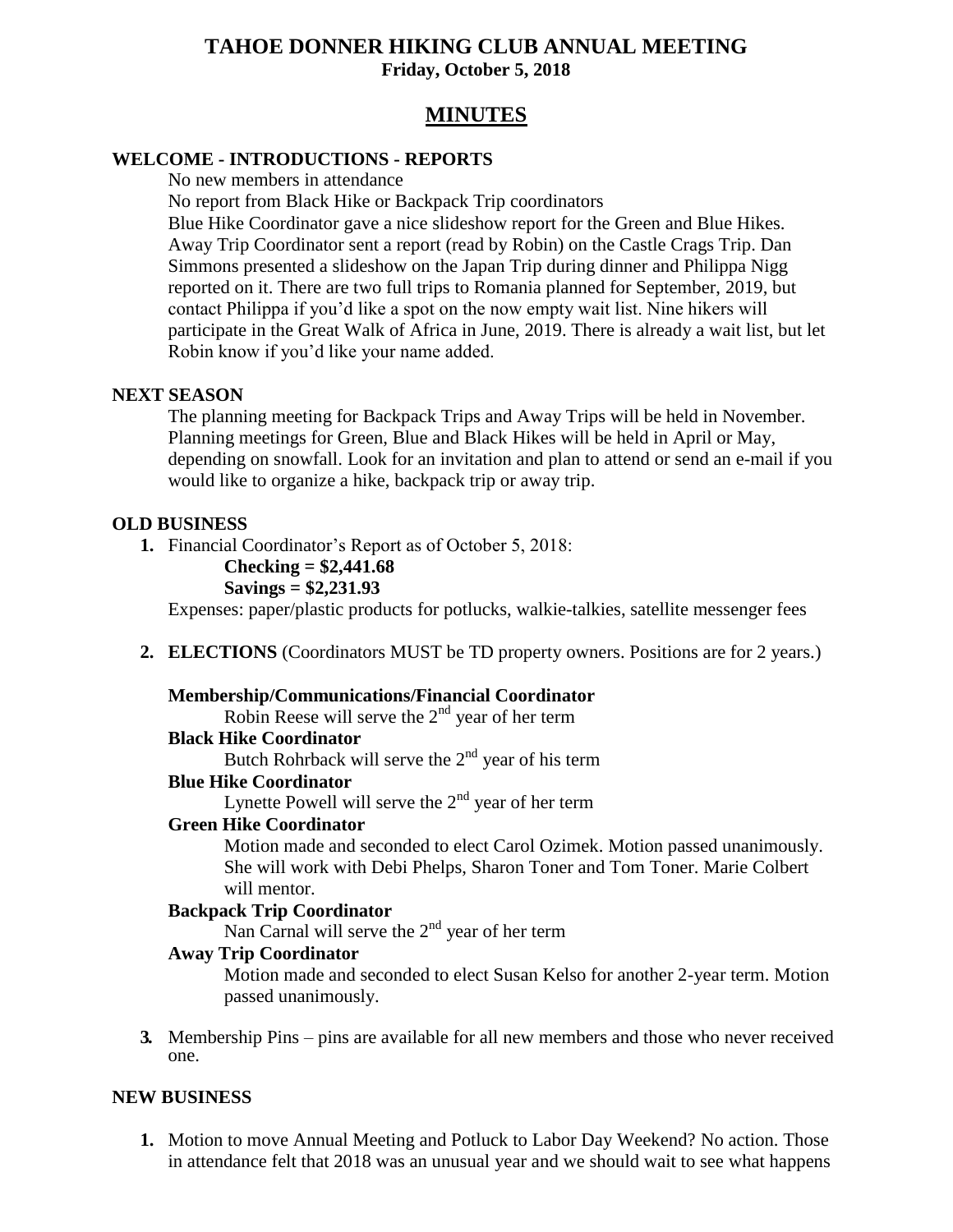# TAHOE DONNER HIKING CLUB ANNUAL MEETING

**Friday, October 5, 2018**

## MINUTES

### WELCOME - INTRODUCTIONS - REPORTS

No new members in attendance

No report from Black Hike or Backpack Trip coordinators

Blue Hike Coordinator gave a nice slideshow report for the Green and Blue Hikes. Away Trip Coordinator sent a report (read by Robin) on the Castle Crags Trip. Dan Simmons presented a slideshow on the Japan Trip during dinner and Philippa Nigg reported on it. There are two full trips to Romania planned for September, 2019, but contact Philippa if you'd like a spot on the now empty wait list. Nine hikers will participate in the Great Walk of Africa in June, 2019. There is already a wait list, but let Robin know if you'd like your name added.

### NEXT SEASON

The planning meeting for Backpack Trips and Away Trips will be held in November. Planning meetings for Green, Blue and Black Hikes will be held in April or May, depending on snowfall. Look for an invitation and plan to attend or send an e-mail if you would like to organize a hike, backpack trip or away trip.

### OLD BUSINESS

1. Financial Coordinator's Report as of October 5, 2018:

   **Checking = $2,441.68**

   **Savings = $2,231.93**

   Expenses: paper/plastic products for potlucks, walkie-talkies, satellite messenger fees

2. **ELECTIONS** (Coordinators MUST be TD property owners. Positions are for 2 years.)

   **Membership/Communications/Financial Coordinator**

   Robin Reese will serve the 2nd year of her term

   **Black Hike Coordinator**

   Butch Rohrback will serve the 2nd year of his term

   **Blue Hike Coordinator**

   Lynette Powell will serve the 2nd year of her term

   **Green Hike Coordinator**

   Motion made and seconded to elect Carol Ozimek. Motion passed unanimously. She will work with Debi Phelps, Sharon Toner and Tom Toner. Marie Colbert will mentor.

   **Backpack Trip Coordinator**

   Nan Carnal will serve the 2nd year of her term

   **Away Trip Coordinator**

   Motion made and seconded to elect Susan Kelso for another 2-year term. Motion passed unanimously.

3. Membership Pins – pins are available for all new members and those who never received one.

### NEW BUSINESS

1. Motion to move Annual Meeting and Potluck to Labor Day Weekend? No action. Those in attendance felt that 2018 was an unusual year and we should wait to see what happens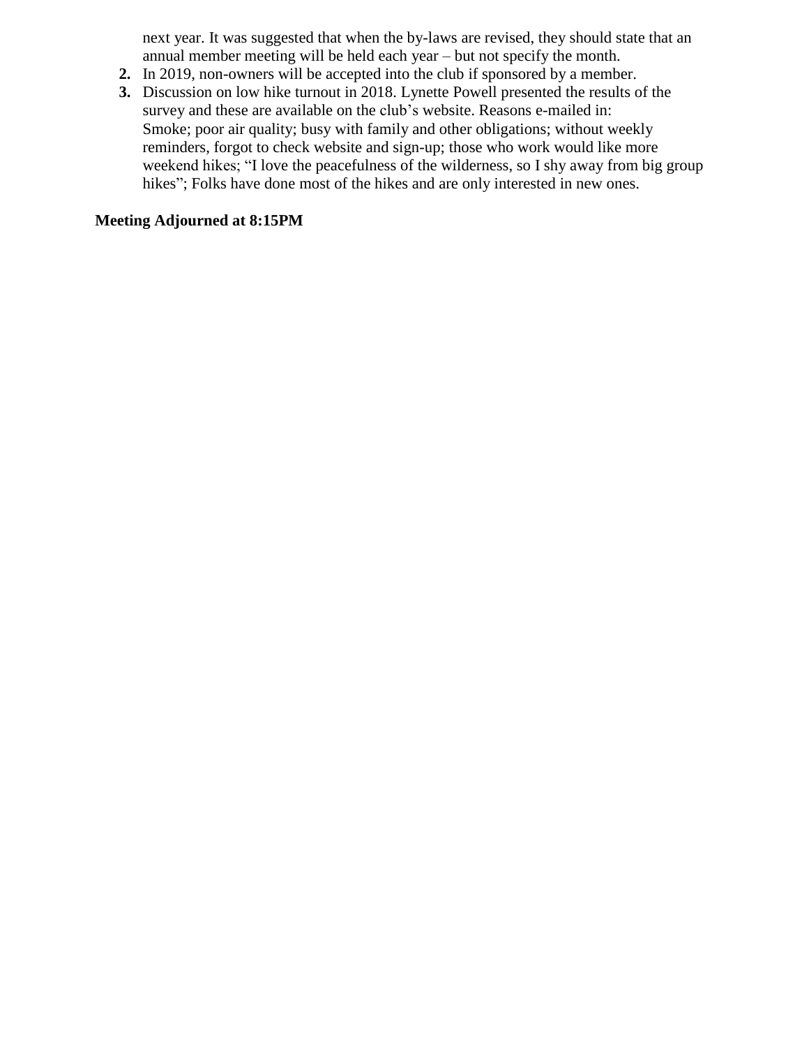next year. It was suggested that when the by-laws are revised, they should state that an annual member meeting will be held each year – but not specify the month.

2. In 2019, non-owners will be accepted into the club if sponsored by a member.
3. Discussion on low hike turnout in 2018. Lynette Powell presented the results of the survey and these are available on the club's website. Reasons e-mailed in:
   Smoke; poor air quality; busy with family and other obligations; without weekly reminders, forgot to check website and sign-up; those who work would like more weekend hikes; "I love the peacefulness of the wilderness, so I shy away from big group hikes"; Folks have done most of the hikes and are only interested in new ones.

**Meeting Adjourned at 8:15PM**